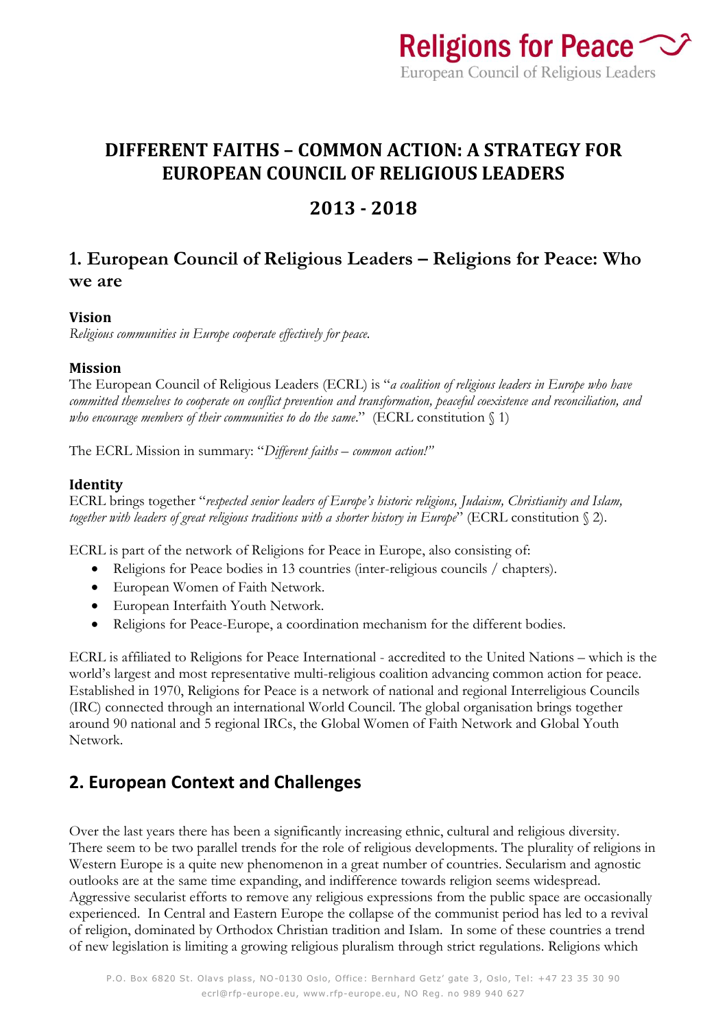# DIFFERENT FAITHS – COMMON ACTION: A STRATEGY FOR EUROPEAN COUNCIL OF RELIGIOUS LEADERS

# 2013 - 2018

## 1. European Council of Religious Leaders – Religions for Peace: Who we are

### Vision

*Religious communities in Europe cooperate effectively for peace.*

### Mission

The European Council of Religious Leaders (ECRL) is "*a coalition of religious leaders in Europe who have committed themselves to cooperate on conflict prevention and transformation, peaceful coexistence and reconciliation, and who encourage members of their communities to do the same.*" (ECRL constitution § 1)

The ECRL Mission in summary: "*Different faiths – common action!*"

### Identity

ECRL brings together "*respected senior leaders of Europe's historic religions, Judaism, Christianity and Islam, together with leaders of great religious traditions with a shorter history in Europe*" (ECRL constitution § 2).

ECRL is part of the network of Religions for Peace in Europe, also consisting of:

- Religions for Peace bodies in 13 countries (inter-religious councils / chapters).
- European Women of Faith Network.
- European Interfaith Youth Network.
- Religions for Peace-Europe, a coordination mechanism for the different bodies.

ECRL is affiliated to Religions for Peace International - accredited to the United Nations – which is the world's largest and most representative multi-religious coalition advancing common action for peace. Established in 1970, Religions for Peace is a network of national and regional Interreligious Councils (IRC) connected through an international World Council. The global organisation brings together around 90 national and 5 regional IRCs, the Global Women of Faith Network and Global Youth Network.

## 2. European Context and Challenges

Over the last years there has been a significantly increasing ethnic, cultural and religious diversity. There seem to be two parallel trends for the role of religious developments. The plurality of religions in Western Europe is a quite new phenomenon in a great number of countries. Secularism and agnostic outlooks are at the same time expanding, and indifference towards religion seems widespread. Aggressive secularist efforts to remove any religious expressions from the public space are occasionally experienced. In Central and Eastern Europe the collapse of the communist period has led to a revival of religion, dominated by Orthodox Christian tradition and Islam. In some of these countries a trend of new legislation is limiting a growing religious pluralism through strict regulations. Religions which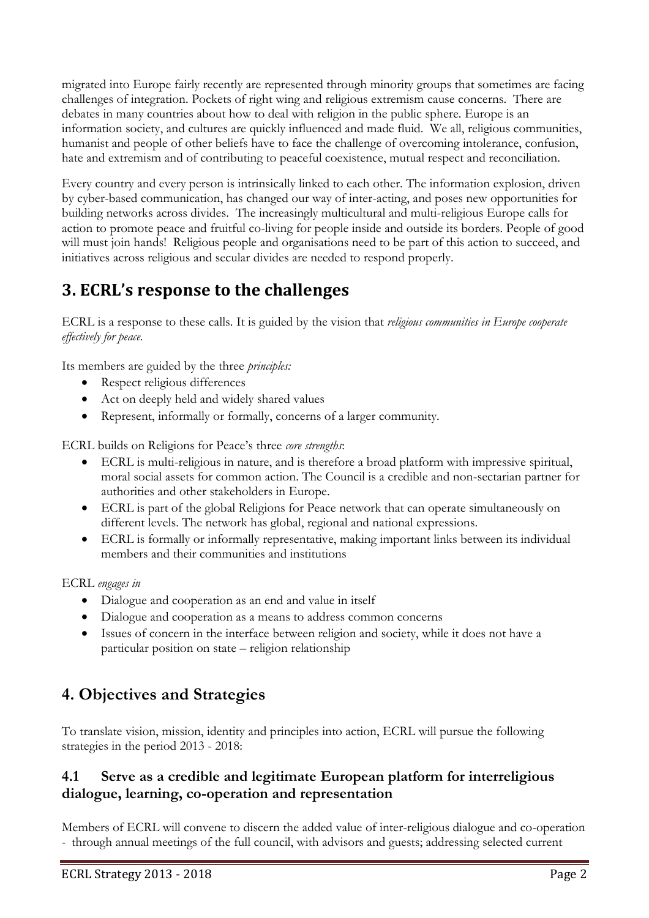migrated into Europe fairly recently are represented through minority groups that sometimes are facing challenges of integration. Pockets of right wing and religious extremism cause concerns. There are debates in many countries about how to deal with religion in the public sphere. Europe is an information society, and cultures are quickly influenced and made fluid. We all, religious communities, humanist and people of other beliefs have to face the challenge of overcoming intolerance, confusion, hate and extremism and of contributing to peaceful coexistence, mutual respect and reconciliation.

Every country and every person is intrinsically linked to each other. The information explosion, driven by cyber-based communication, has changed our way of inter-acting, and poses new opportunities for building networks across divides. The increasingly multicultural and multi-religious Europe calls for action to promote peace and fruitful co-living for people inside and outside its borders. People of good will must join hands! Religious people and organisations need to be part of this action to succeed, and initiatives across religious and secular divides are needed to respond properly.

# 3. ECRL's response to the challenges

ECRL is a response to these calls. It is guided by the vision that *religious communities in Europe cooperate effectively for peace.*

Its members are guided by the three *principles:*

- Respect religious differences
- Act on deeply held and widely shared values
- Represent, informally or formally, concerns of a larger community.

ECRL builds on Religions for Peace's three *core strengths*:

- ECRL is multi-religious in nature, and is therefore a broad platform with impressive spiritual, moral social assets for common action. The Council is a credible and non-sectarian partner for authorities and other stakeholders in Europe.
- ECRL is part of the global Religions for Peace network that can operate simultaneously on different levels. The network has global, regional and national expressions.
- ECRL is formally or informally representative, making important links between its individual members and their communities and institutions

ECRL *engages in*

- Dialogue and cooperation as an end and value in itself
- Dialogue and cooperation as a means to address common concerns
- Issues of concern in the interface between religion and society, while it does not have a particular position on state – religion relationship

# 4. Objectives and Strategies

To translate vision, mission, identity and principles into action, ECRL will pursue the following strategies in the period 2013 - 2018:

## 4.1 Serve as a credible and legitimate European platform for interreligious dialogue, learning, co-operation and representation

Members of ECRL will convene to discern the added value of inter-religious dialogue and co-operation - through annual meetings of the full council, with advisors and guests; addressing selected current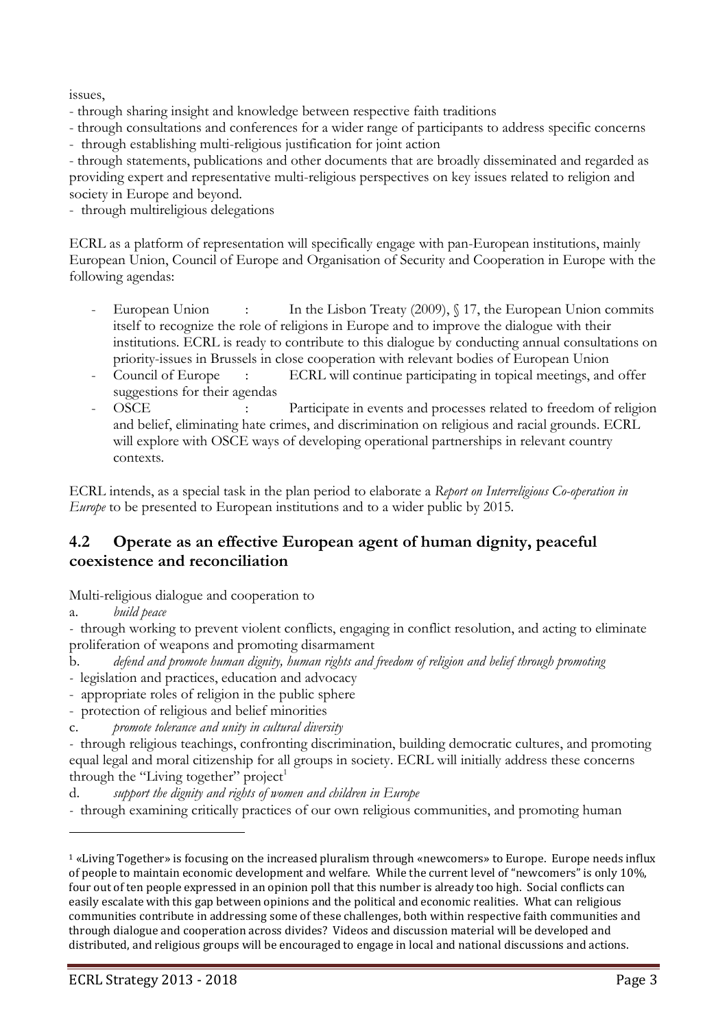issues,

- through sharing insight and knowledge between respective faith traditions
- through consultations and conferences for a wider range of participants to address specific concerns
- through establishing multi-religious justification for joint action
- through statements, publications and other documents that are broadly disseminated and regarded as providing expert and representative multi-religious perspectives on key issues related to religion and society in Europe and beyond.
- through multireligious delegations

ECRL as a platform of representation will specifically engage with pan-European institutions, mainly European Union, Council of Europe and Organisation of Security and Cooperation in Europe with the following agendas:

- European Union : In the Lisbon Treaty (2009), § 17, the European Union commits itself to recognize the role of religions in Europe and to improve the dialogue with their institutions. ECRL is ready to contribute to this dialogue by conducting annual consultations on priority-issues in Brussels in close cooperation with relevant bodies of European Union
- Council of Europe : ECRL will continue participating in topical meetings, and offer suggestions for their agendas
- OSCE : Participate in events and processes related to freedom of religion and belief, eliminating hate crimes, and discrimination on religious and racial grounds. ECRL will explore with OSCE ways of developing operational partnerships in relevant country contexts.

ECRL intends, as a special task in the plan period to elaborate a *Report on Interreligious Co-operation in Europe* to be presented to European institutions and to a wider public by 2015.

## 4.2 Operate as an effective European agent of human dignity, peaceful coexistence and reconciliation

Multi-religious dialogue and cooperation to

a. *build peace*

- through working to prevent violent conflicts, engaging in conflict resolution, and acting to eliminate proliferation of weapons and promoting disarmament

b. *defend and promote human dignity, human rights and freedom of religion and belief through promoting*

- legislation and practices, education and advocacy
- appropriate roles of religion in the public sphere
- protection of religious and belief minorities

c. *promote tolerance and unity in cultural diversity*

- through religious teachings, confronting discrimination, building democratic cultures, and promoting equal legal and moral citizenship for all groups in society. ECRL will initially address these concerns through the "Living together" project[1]

d. *support the dignity and rights of women and children in Europe*

- through examining critically practices of our own religious communities, and promoting human

[1] «Living Together» is focusing on the increased pluralism through «newcomers» to Europe. Europe needs influx of people to maintain economic development and welfare. While the current level of "newcomers" is only 10%, four out of ten people expressed in an opinion poll that this number is already too high. Social conflicts can easily escalate with this gap between opinions and the political and economic realities. What can religious communities contribute in addressing some of these challenges, both within respective faith communities and through dialogue and cooperation across divides? Videos and discussion material will be developed and distributed, and religious groups will be encouraged to engage in local and national discussions and actions.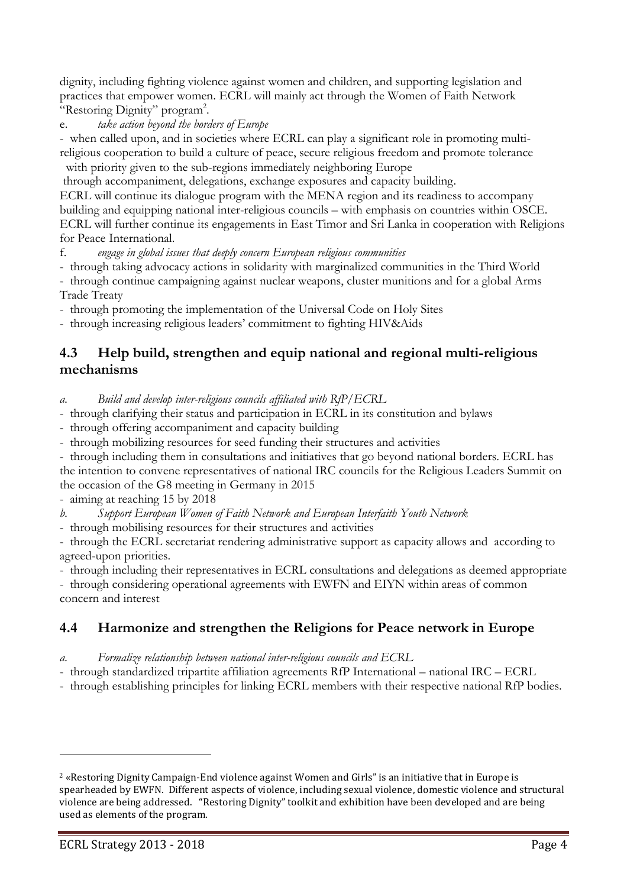dignity, including fighting violence against women and children, and supporting legislation and practices that empower women. ECRL will mainly act through the Women of Faith Network "Restoring Dignity" program[2].

e. *take action beyond the borders of Europe*

- when called upon, and in societies where ECRL can play a significant role in promoting multi-religious cooperation to build a culture of peace, secure religious freedom and promote tolerance with priority given to the sub-regions immediately neighboring Europe through accompaniment, delegations, exchange exposures and capacity building.

ECRL will continue its dialogue program with the MENA region and its readiness to accompany building and equipping national inter-religious councils – with emphasis on countries within OSCE. ECRL will further continue its engagements in East Timor and Sri Lanka in cooperation with Religions for Peace International.

f. *engage in global issues that deeply concern European religious communities*

- through taking advocacy actions in solidarity with marginalized communities in the Third World
- through continue campaigning against nuclear weapons, cluster munitions and for a global Arms Trade Treaty
- through promoting the implementation of the Universal Code on Holy Sites
- through increasing religious leaders' commitment to fighting HIV&Aids

## 4.3 Help build, strengthen and equip national and regional multi-religious mechanisms

*a. Build and develop inter-religious councils affiliated with RfP/ECRL*

- through clarifying their status and participation in ECRL in its constitution and bylaws
- through offering accompaniment and capacity building
- through mobilizing resources for seed funding their structures and activities
- through including them in consultations and initiatives that go beyond national borders. ECRL has the intention to convene representatives of national IRC councils for the Religious Leaders Summit on the occasion of the G8 meeting in Germany in 2015
- aiming at reaching 15 by 2018

*b. Support European Women of Faith Network and European Interfaith Youth Network*

- through mobilising resources for their structures and activities
- through the ECRL secretariat rendering administrative support as capacity allows and according to agreed-upon priorities.
- through including their representatives in ECRL consultations and delegations as deemed appropriate
- through considering operational agreements with EWFN and EIYN within areas of common concern and interest

## 4.4 Harmonize and strengthen the Religions for Peace network in Europe

*a. Formalize relationship between national inter-religious councils and ECRL*

- through standardized tripartite affiliation agreements RfP International – national IRC – ECRL
- through establishing principles for linking ECRL members with their respective national RfP bodies.

---

[2] «Restoring Dignity Campaign-End violence against Women and Girls" is an initiative that in Europe is spearheaded by EWFN. Different aspects of violence, including sexual violence, domestic violence and structural violence are being addressed. "Restoring Dignity" toolkit and exhibition have been developed and are being used as elements of the program.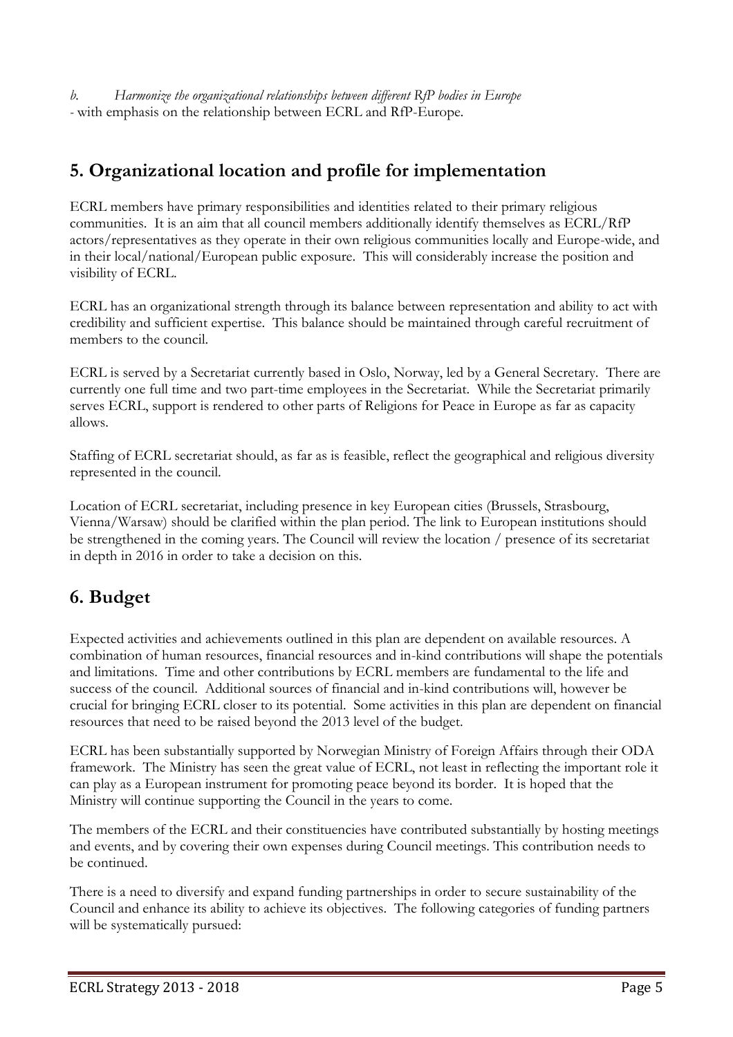*b. Harmonize the organizational relationships between different RfP bodies in Europe*
- with emphasis on the relationship between ECRL and RfP-Europe.

## 5. Organizational location and profile for implementation

ECRL members have primary responsibilities and identities related to their primary religious communities. It is an aim that all council members additionally identify themselves as ECRL/RfP actors/representatives as they operate in their own religious communities locally and Europe-wide, and in their local/national/European public exposure. This will considerably increase the position and visibility of ECRL.

ECRL has an organizational strength through its balance between representation and ability to act with credibility and sufficient expertise. This balance should be maintained through careful recruitment of members to the council.

ECRL is served by a Secretariat currently based in Oslo, Norway, led by a General Secretary. There are currently one full time and two part-time employees in the Secretariat. While the Secretariat primarily serves ECRL, support is rendered to other parts of Religions for Peace in Europe as far as capacity allows.

Staffing of ECRL secretariat should, as far as is feasible, reflect the geographical and religious diversity represented in the council.

Location of ECRL secretariat, including presence in key European cities (Brussels, Strasbourg, Vienna/Warsaw) should be clarified within the plan period. The link to European institutions should be strengthened in the coming years. The Council will review the location / presence of its secretariat in depth in 2016 in order to take a decision on this.

## 6. Budget

Expected activities and achievements outlined in this plan are dependent on available resources. A combination of human resources, financial resources and in-kind contributions will shape the potentials and limitations. Time and other contributions by ECRL members are fundamental to the life and success of the council. Additional sources of financial and in-kind contributions will, however be crucial for bringing ECRL closer to its potential. Some activities in this plan are dependent on financial resources that need to be raised beyond the 2013 level of the budget.

ECRL has been substantially supported by Norwegian Ministry of Foreign Affairs through their ODA framework. The Ministry has seen the great value of ECRL, not least in reflecting the important role it can play as a European instrument for promoting peace beyond its border. It is hoped that the Ministry will continue supporting the Council in the years to come.

The members of the ECRL and their constituencies have contributed substantially by hosting meetings and events, and by covering their own expenses during Council meetings. This contribution needs to be continued.

There is a need to diversify and expand funding partnerships in order to secure sustainability of the Council and enhance its ability to achieve its objectives. The following categories of funding partners will be systematically pursued: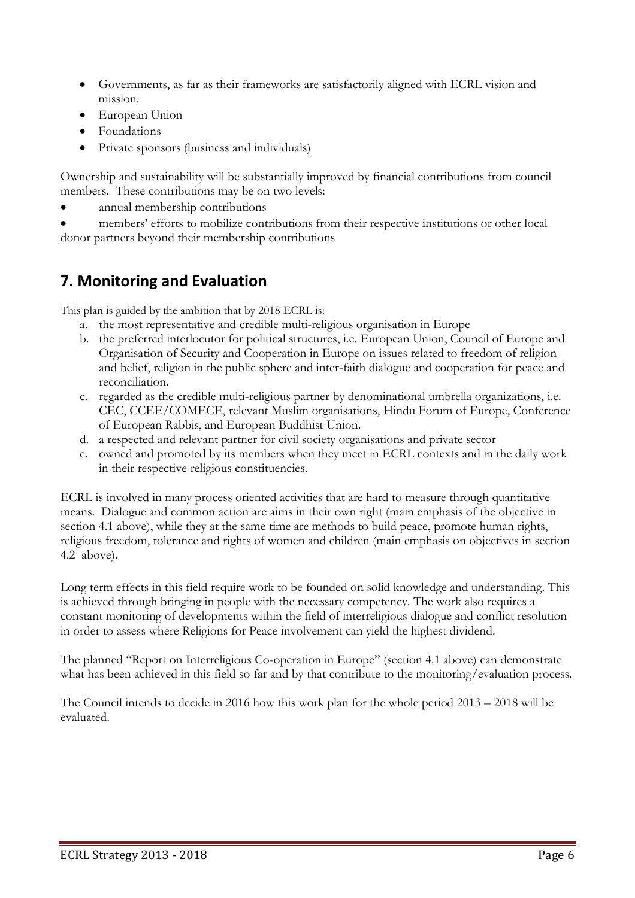- Governments, as far as their frameworks are satisfactorily aligned with ECRL vision and mission.
- European Union
- Foundations
- Private sponsors (business and individuals)

Ownership and sustainability will be substantially improved by financial contributions from council members. These contributions may be on two levels:

- annual membership contributions
- members' efforts to mobilize contributions from their respective institutions or other local donor partners beyond their membership contributions

## 7. Monitoring and Evaluation

This plan is guided by the ambition that by 2018 ECRL is:

a. the most representative and credible multi-religious organisation in Europe
b. the preferred interlocutor for political structures, i.e. European Union, Council of Europe and Organisation of Security and Cooperation in Europe on issues related to freedom of religion and belief, religion in the public sphere and inter-faith dialogue and cooperation for peace and reconciliation.
c. regarded as the credible multi-religious partner by denominational umbrella organizations, i.e. CEC, CCEE/COMECE, relevant Muslim organisations, Hindu Forum of Europe, Conference of European Rabbis, and European Buddhist Union.
d. a respected and relevant partner for civil society organisations and private sector
e. owned and promoted by its members when they meet in ECRL contexts and in the daily work in their respective religious constituencies.

ECRL is involved in many process oriented activities that are hard to measure through quantitative means. Dialogue and common action are aims in their own right (main emphasis of the objective in section 4.1 above), while they at the same time are methods to build peace, promote human rights, religious freedom, tolerance and rights of women and children (main emphasis on objectives in section 4.2 above).

Long term effects in this field require work to be founded on solid knowledge and understanding. This is achieved through bringing in people with the necessary competency. The work also requires a constant monitoring of developments within the field of interreligious dialogue and conflict resolution in order to assess where Religions for Peace involvement can yield the highest dividend.

The planned "Report on Interreligious Co-operation in Europe" (section 4.1 above) can demonstrate what has been achieved in this field so far and by that contribute to the monitoring/evaluation process.

The Council intends to decide in 2016 how this work plan for the whole period 2013 – 2018 will be evaluated.